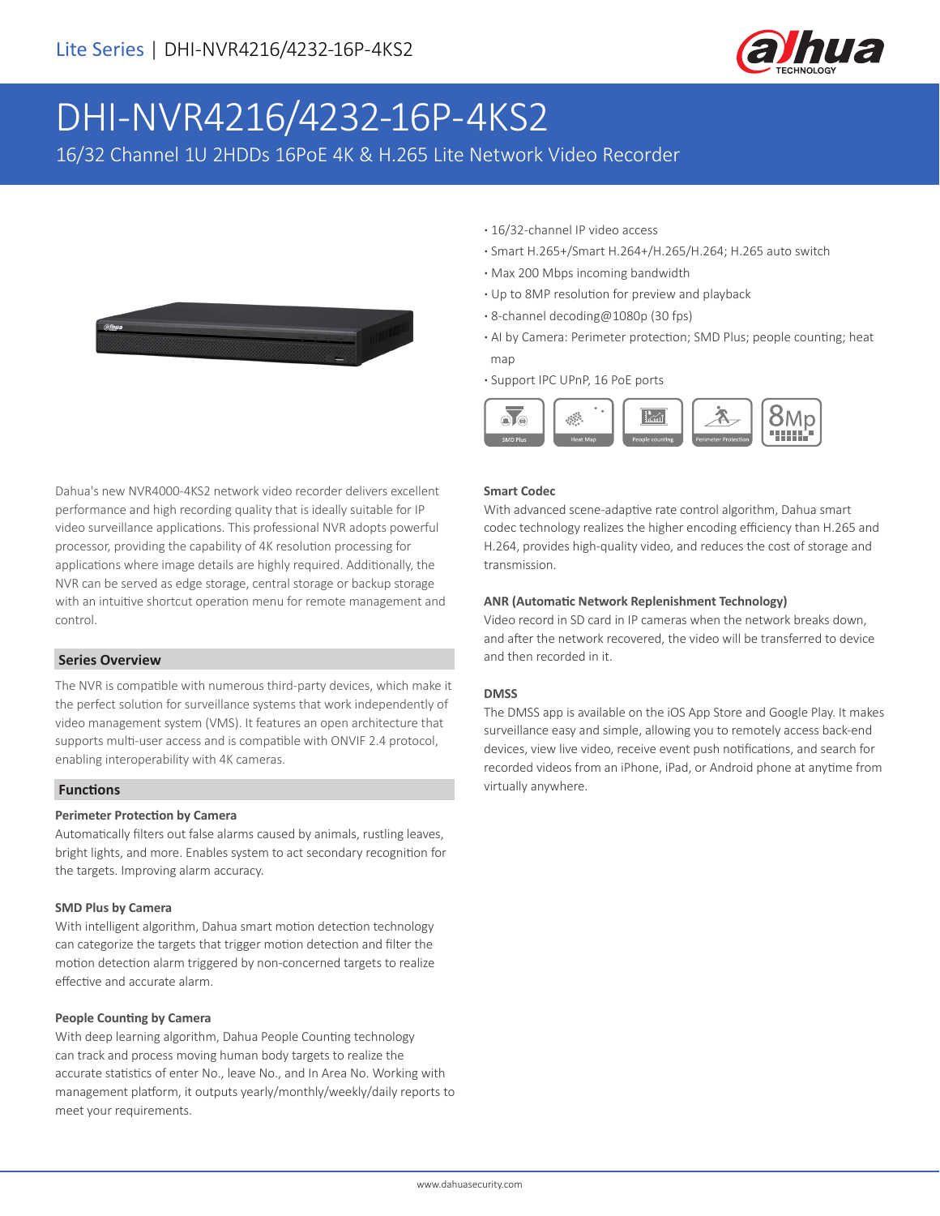# DHI-NVR4216/4232-16P-4KS2

16/32 Channel 1U 2HDDs 16PoE 4K & H.265 Lite Network Video Recorder

- 16/32-channel IP video access
- Smart H.265+/Smart H.264+/H.265/H.264; H.265 auto switch
- Max 200 Mbps incoming bandwidth
- Up to 8MP resolution for preview and playback
- 8-channel decoding@1080p (30 fps)
- AI by Camera: Perimeter protection; SMD Plus; people counting; heat map
- Support IPC UPnP, 16 PoE ports

Dahua's new NVR4000-4KS2 network video recorder delivers excellent performance and high recording quality that is ideally suitable for IP video surveillance applications. This professional NVR adopts powerful processor, providing the capability of 4K resolution processing for applications where image details are highly required. Additionally, the NVR can be served as edge storage, central storage or backup storage with an intuitive shortcut operation menu for remote management and control.

## Series Overview

The NVR is compatible with numerous third-party devices, which make it the perfect solution for surveillance systems that work independently of video management system (VMS). It features an open architecture that supports multi-user access and is compatible with ONVIF 2.4 protocol, enabling interoperability with 4K cameras.

## Functions

**Perimeter Protection by Camera**

Automatically filters out false alarms caused by animals, rustling leaves, bright lights, and more. Enables system to act secondary recognition for the targets. Improving alarm accuracy.

**SMD Plus by Camera**

With intelligent algorithm, Dahua smart motion detection technology can categorize the targets that trigger motion detection and filter the motion detection alarm triggered by non-concerned targets to realize effective and accurate alarm.

**People Counting by Camera**

With deep learning algorithm, Dahua People Counting technology can track and process moving human body targets to realize the accurate statistics of enter No., leave No., and In Area No. Working with management platform, it outputs yearly/monthly/weekly/daily reports to meet your requirements.

**Smart Codec**

With advanced scene-adaptive rate control algorithm, Dahua smart codec technology realizes the higher encoding efficiency than H.265 and H.264, provides high-quality video, and reduces the cost of storage and transmission.

**ANR (Automatic Network Replenishment Technology)**

Video record in SD card in IP cameras when the network breaks down, and after the network recovered, the video will be transferred to device and then recorded in it.

**DMSS**

The DMSS app is available on the iOS App Store and Google Play. It makes surveillance easy and simple, allowing you to remotely access back-end devices, view live video, receive event push notifications, and search for recorded videos from an iPhone, iPad, or Android phone at anytime from virtually anywhere.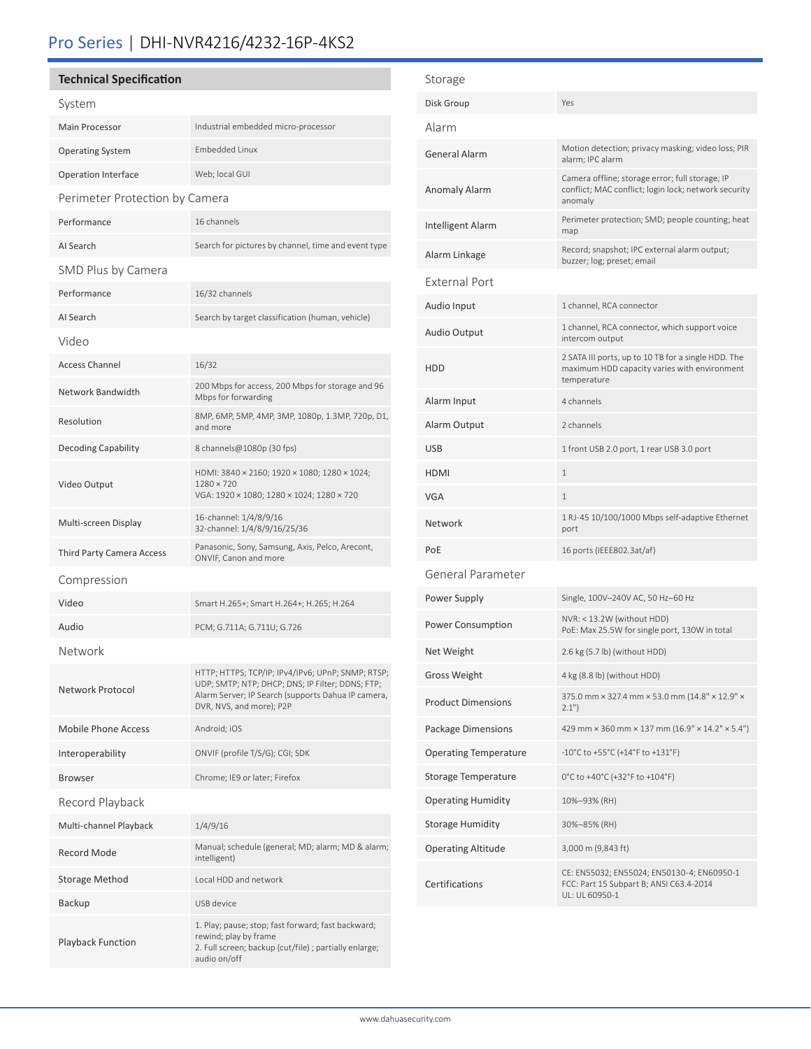# Pro Series | DHI-NVR4216/4232-16P-4KS2

## Technical Specification

### System

| | |
|---|---|
| Main Processor | Industrial embedded micro-processor |
| Operating System | Embedded Linux |
| Operation Interface | Web; local GUI |

### Perimeter Protection by Camera

| | |
|---|---|
| Performance | 16 channels |
| AI Search | Search for pictures by channel, time and event type |

### SMD Plus by Camera

| | |
|---|---|
| Performance | 16/32 channels |
| AI Search | Search by target classification (human, vehicle) |

### Video

| | |
|---|---|
| Access Channel | 16/32 |
| Network Bandwidth | 200 Mbps for access, 200 Mbps for storage and 96 Mbps for forwarding |
| Resolution | 8MP, 6MP, 5MP, 4MP, 3MP, 1080p, 1.3MP, 720p, D1, and more |
| Decoding Capability | 8 channels@1080p (30 fps) |
| Video Output | HDMI: 3840 × 2160; 1920 × 1080; 1280 × 1024; 1280 × 720<br>VGA: 1920 × 1080; 1280 × 1024; 1280 × 720 |
| Multi-screen Display | 16-channel: 1/4/8/9/16<br>32-channel: 1/4/8/9/16/25/36 |
| Third Party Camera Access | Panasonic, Sony, Samsung, Axis, Pelco, Arecont, ONVIF, Canon and more |

### Compression

| | |
|---|---|
| Video | Smart H.265+; Smart H.264+; H.265; H.264 |
| Audio | PCM; G.711A; G.711U; G.726 |

### Network

| | |
|---|---|
| Network Protocol | HTTP; HTTPS; TCP/IP; IPv4/IPv6; UPnP; SNMP; RTSP; UDP; SMTP; NTP; DHCP; DNS; IP Filter; DDNS; FTP; Alarm Server; IP Search (supports Dahua IP camera, DVR, NVS, and more); P2P |
| Mobile Phone Access | Android; iOS |
| Interoperability | ONVIF (profile T/S/G); CGI; SDK |
| Browser | Chrome; IE9 or later; Firefox |

### Record Playback

| | |
|---|---|
| Multi-channel Playback | 1/4/9/16 |
| Record Mode | Manual; schedule (general; MD; alarm; MD & alarm; intelligent) |
| Storage Method | Local HDD and network |
| Backup | USB device |
| Playback Function | 1. Play; pause; stop; fast forward; fast backward; rewind; play by frame<br>2. Full screen; backup (cut/file) ; partially enlarge; audio on/off |

### Storage

| | |
|---|---|
| Disk Group | Yes |

### Alarm

| | |
|---|---|
| General Alarm | Motion detection; privacy masking; video loss; PIR alarm; IPC alarm |
| Anomaly Alarm | Camera offline; storage error; full storage; IP conflict; MAC conflict; login lock; network security anomaly |
| Intelligent Alarm | Perimeter protection; SMD; people counting; heat map |
| Alarm Linkage | Record; snapshot; IPC external alarm output; buzzer; log; preset; email |

### External Port

| | |
|---|---|
| Audio Input | 1 channel, RCA connector |
| Audio Output | 1 channel, RCA connector, which support voice intercom output |
| HDD | 2 SATA III ports, up to 10 TB for a single HDD. The maximum HDD capacity varies with environment temperature |
| Alarm Input | 4 channels |
| Alarm Output | 2 channels |
| USB | 1 front USB 2.0 port, 1 rear USB 3.0 port |
| HDMI | 1 |
| VGA | 1 |
| Network | 1 RJ-45 10/100/1000 Mbps self-adaptive Ethernet port |
| PoE | 16 ports (IEEE802.3at/af) |

### General Parameter

| | |
|---|---|
| Power Supply | Single, 100V–240V AC, 50 Hz–60 Hz |
| Power Consumption | NVR: < 13.2W (without HDD)<br>PoE: Max 25.5W for single port, 130W in total |
| Net Weight | 2.6 kg (5.7 lb) (without HDD) |
| Gross Weight | 4 kg (8.8 lb) (without HDD) |
| Product Dimensions | 375.0 mm × 327.4 mm × 53.0 mm (14.8" × 12.9" × 2.1") |
| Package Dimensions | 429 mm × 360 mm × 137 mm (16.9" × 14.2" × 5.4") |
| Operating Temperature | -10°C to +55°C (+14°F to +131°F) |
| Storage Temperature | 0°C to +40°C (+32°F to +104°F) |
| Operating Humidity | 10%–93% (RH) |
| Storage Humidity | 30%–85% (RH) |
| Operating Altitude | 3,000 m (9,843 ft) |
| Certifications | CE: EN55032; EN55024; EN50130-4; EN60950-1<br>FCC: Part 15 Subpart B; ANSI C63.4-2014<br>UL: UL 60950-1 |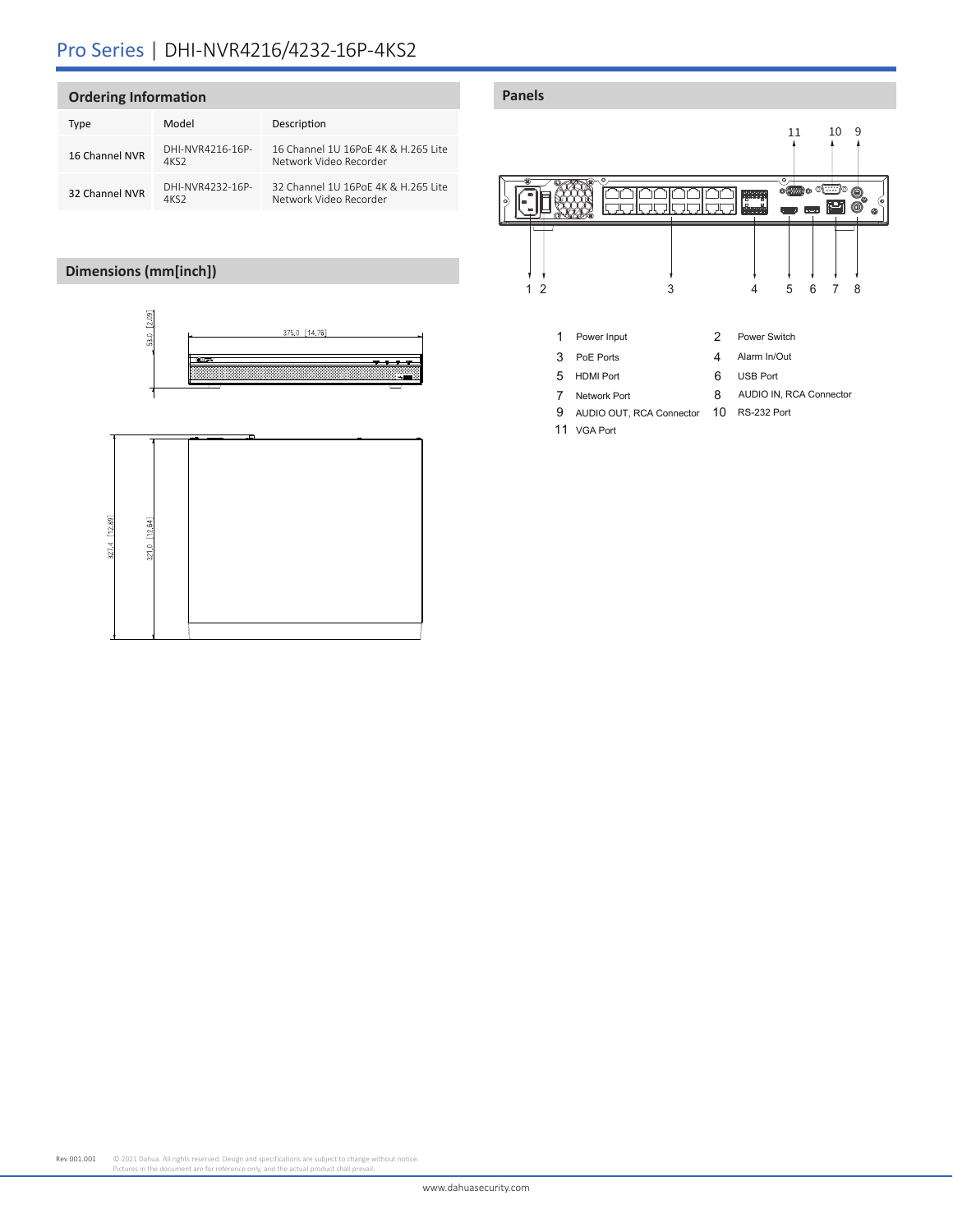# Pro Series | DHI-NVR4216/4232-16P-4KS2

## Ordering Information

| Type | Model | Description |
|---|---|---|
| 16 Channel NVR | DHI-NVR4216-16P-4KS2 | 16 Channel 1U 16PoE 4K & H.265 Lite Network Video Recorder |
| 32 Channel NVR | DHI-NVR4232-16P-4KS2 | 32 Channel 1U 16PoE 4K & H.265 Lite Network Video Recorder |

## Dimensions (mm[inch])

53.0 [2.09]

375.0 [14.76]

327.4 [12.89]

321.0 [12.64]

## Panels

| | | | |
|---|---|---|---|
| 1 | Power Input | 2 | Power Switch |
| 3 | PoE Ports | 4 | Alarm In/Out |
| 5 | HDMI Port | 6 | USB Port |
| 7 | Network Port | 8 | AUDIO IN, RCA Connector |
| 9 | AUDIO OUT, RCA Connector | 10 | RS-232 Port |
| 11 | VGA Port | | |

Rev 001.001 © 2021 Dahua. All rights reserved. Design and specifications are subject to change without notice. Pictures in the document are for reference only, and the actual product shall prevail.

www.dahuasecurity.com